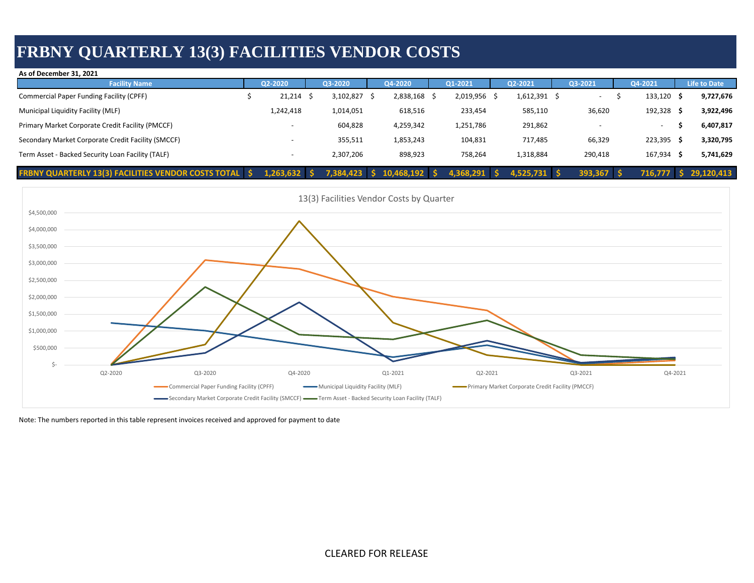# FRBNY QUARTERLY 13(3) FACILITIES VENDOR COSTS

**As of December 31, 2021**

| Facility Name | Q2-2020 | Q3-2020 | Q4-2020 | Q1-2021 | Q2-2021 | Q3-2021 | Q4-2021 | Life to Date |
|---|---|---|---|---|---|---|---|---|
| Commercial Paper Funding Facility (CPFF) | $ 21,214 | $ 3,102,827 | $ 2,838,168 | $ 2,019,956 | $ 1,612,391 | $ - | $ 133,120 | **$ 9,727,676** |
| Municipal Liquidity Facility (MLF) | 1,242,418 | 1,014,051 | 618,516 | 233,454 | 585,110 | 36,620 | 192,328 | **$ 3,922,496** |
| Primary Market Corporate Credit Facility (PMCCF) | - | 604,828 | 4,259,342 | 1,251,786 | 291,862 | - | - | **$ 6,407,817** |
| Secondary Market Corporate Credit Facility (SMCCF) | - | 355,511 | 1,853,243 | 104,831 | 717,485 | 66,329 | 223,395 | **$ 3,320,795** |
| Term Asset - Backed Security Loan Facility (TALF) | - | 2,307,206 | 898,923 | 758,264 | 1,318,884 | 290,418 | 167,934 | **$ 5,741,629** |
| **FRBNY QUARTERLY 13(3) FACILITIES VENDOR COSTS TOTAL** | **$ 1,263,632** | **$ 7,384,423** | **$ 10,468,192** | **$ 4,368,291** | **$ 4,525,731** | **$ 393,367** | **$ 716,777** | **$ 29,120,413** |

13(3) Facilities Vendor Costs by Quarter

Note: The numbers reported in this table represent invoices received and approved for payment to date

CLEARED FOR RELEASE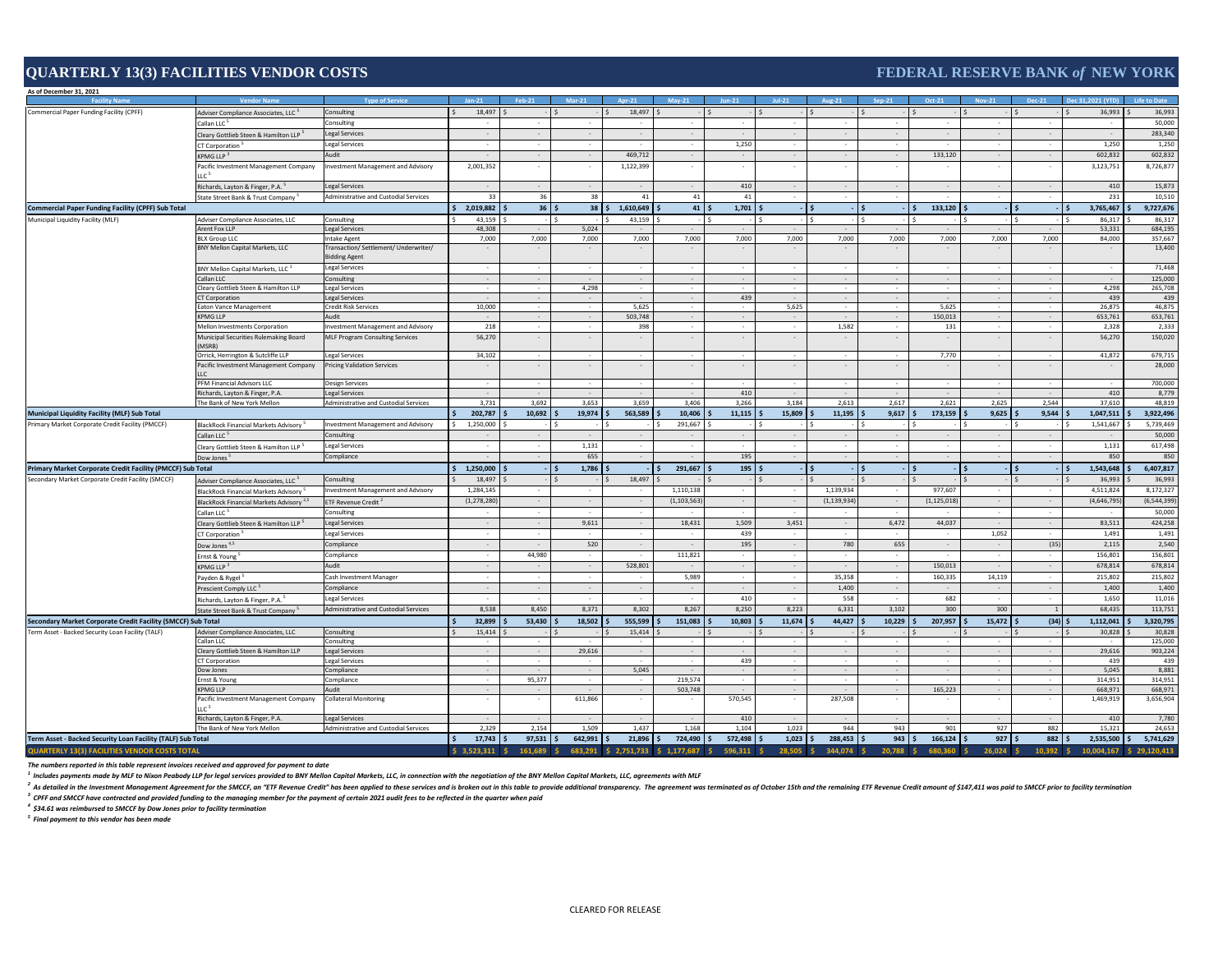# QUARTERLY 13(3) FACILITIES VENDOR COSTS

# FEDERAL RESERVE BANK *of* NEW YORK

As of December 31, 2021

| Facility Name | Vendor Name | Type of Service | Jan-21 | Feb-21 | Mar-21 | Apr-21 | May-21 | Jun-21 | Jul-21 | Aug-21 | Sep-21 | Oct-21 | Nov-21 | Dec-21 | Dec 31,2021 (YTD) | Life to Date |
|---|---|---|---|---|---|---|---|---|---|---|---|---|---|---|---|---|
| Commercial Paper Funding Facility (CPFF) | Adviser Compliance Associates, LLC [5] | Consulting | $ 18,497 | $ - | $ - | $ 18,497 | $ - | $ - | $ - | $ - | $ - | $ - | $ - | $ - | $ 36,993 | $ 36,993 |
| | Callan LLC [5] | Consulting | - | - | - | - | - | - | - | - | - | - | - | - | - | 50,000 |
| | Cleary Gottlieb Steen & Hamilton LLP [5] | Legal Services | - | - | - | - | - | - | - | - | - | - | - | - | - | 283,340 |
| | CT Corporation [5] | Legal Services | - | - | - | - | - | 1,250 | - | - | - | - | - | - | 1,250 | 1,250 |
| | KPMG LLP [3] | Audit | - | - | - | 469,712 | - | - | - | - | - | 133,120 | - | - | 602,832 | 602,832 |
| | Pacific Investment Management Company LLC [5] | Investment Management and Advisory | 2,001,352 | - | - | 1,122,399 | - | - | - | - | - | - | - | - | 3,123,751 | 8,726,877 |
| | Richards, Layton & Finger, P.A. [5] | Legal Services | - | - | - | - | - | 410 | - | - | - | - | - | - | 410 | 15,873 |
| | State Street Bank & Trust Company [5] | Administrative and Custodial Services | 33 | 36 | 38 | 41 | 41 | 41 | - | - | - | - | - | - | 231 | 10,510 |
| **Commercial Paper Funding Facility (CPFF) Sub Total** | | | **$ 2,019,882** | **$ 36** | **$ 38** | **$ 1,610,649** | **$ 41** | **$ 1,701** | **$ -** | **$ -** | **$ -** | **$ 133,120** | **$ -** | **$ -** | **$ 3,765,467** | **$ 9,727,676** |
| Municipal Liquidity Facility (MLF) | Adviser Compliance Associates, LLC | Consulting | $ 43,159 | $ - | $ - | $ 43,159 | $ - | $ - | $ - | $ - | $ - | $ - | $ - | $ - | $ 86,317 | $ 86,317 |
| | Arent Fox LLP | Legal Services | 48,308 | - | 5,024 | - | - | - | - | - | - | - | - | - | 53,331 | 684,195 |
| | BLX Group LLC | Intake Agent | 7,000 | 7,000 | 7,000 | 7,000 | 7,000 | 7,000 | 7,000 | 7,000 | 7,000 | 7,000 | 7,000 | 7,000 | 84,000 | 357,667 |
| | BNY Mellon Capital Markets, LLC | Transaction/ Settlement/ Underwriter/ Bidding Agent | - | - | - | - | - | - | - | - | - | - | - | - | - | 13,400 |
| | BNY Mellon Capital Markets, LLC [1] | Legal Services | - | - | - | - | - | - | - | - | - | - | - | - | - | 71,468 |
| | Callan LLC | Consulting | - | - | - | - | - | - | - | - | - | - | - | - | - | 125,000 |
| | Cleary Gottlieb Steen & Hamilton LLP | Legal Services | - | - | 4,298 | - | - | - | - | - | - | - | - | - | 4,298 | 265,708 |
| | CT Corporation | Legal Services | - | - | - | - | - | 439 | - | - | - | - | - | - | 439 | 439 |
| | Eaton Vance Management | Credit Risk Services | 10,000 | - | - | 5,625 | - | - | 5,625 | - | - | 5,625 | - | - | 26,875 | 46,875 |
| | KPMG LLP | Audit | - | - | - | 503,748 | - | - | - | - | - | 150,013 | - | - | 653,761 | 653,761 |
| | Mellon Investments Corporation | Investment Management and Advisory | 218 | - | - | 398 | - | - | - | 1,582 | - | 131 | - | - | 2,328 | 2,333 |
| | Municipal Securities Rulemaking Board (MSRB) | MLF Program Consulting Services | 56,270 | - | - | - | - | - | - | - | - | - | - | - | 56,270 | 150,020 |
| | Orrick, Herrington & Sutcliffe LLP | Legal Services | 34,102 | - | - | - | - | - | - | - | - | 7,770 | - | - | 41,872 | 679,715 |
| | Pacific Investment Management Company LLC | Pricing Validation Services | - | - | - | - | - | - | - | - | - | - | - | - | - | 28,000 |
| | PFM Financial Advisors LLC | Design Services | - | - | - | - | - | - | - | - | - | - | - | - | - | 700,000 |
| | Richards, Layton & Finger, P.A. | Legal Services | - | - | - | - | - | 410 | - | - | - | - | - | - | 410 | 8,779 |
| | The Bank of New York Mellon | Administrative and Custodial Services | 3,731 | 3,692 | 3,653 | 3,659 | 3,406 | 3,266 | 3,184 | 2,613 | 2,617 | 2,621 | 2,625 | 2,544 | 37,610 | 48,819 |
| **Municipal Liquidity Facility (MLF) Sub Total** | | | **$ 202,787** | **$ 10,692** | **$ 19,974** | **$ 563,589** | **$ 10,406** | **$ 11,115** | **$ 15,809** | **$ 11,195** | **$ 9,617** | **$ 173,159** | **$ 9,625** | **$ 9,544** | **$ 1,047,511** | **$ 3,922,496** |
| Primary Market Corporate Credit Facility (PMCCF) | BlackRock Financial Markets Advisory [5] | Investment Management and Advisory | $ 1,250,000 | $ - | $ - | $ - | $ 291,667 | $ - | $ - | $ - | $ - | $ - | $ - | $ - | $ 1,541,667 | $ 5,739,469 |
| | Callan LLC [5] | Consulting | - | - | - | - | - | - | - | - | - | - | - | - | - | 50,000 |
| | Cleary Gottlieb Steen & Hamilton LLP [5] | Legal Services | - | - | 1,131 | - | - | - | - | - | - | - | - | - | 1,131 | 617,498 |
| | Dow Jones [5] | Compliance | - | - | 655 | - | - | 195 | - | - | - | - | - | - | 850 | 850 |
| **Primary Market Corporate Credit Facility (PMCCF) Sub Total** | | | **$ 1,250,000** | **$ -** | **$ 1,786** | **$ -** | **$ 291,667** | **$ 195** | **$ -** | **$ -** | **$ -** | **$ -** | **$ -** | **$ -** | **$ 1,543,648** | **$ 6,407,817** |
| Secondary Market Corporate Credit Facility (SMCCF) | Adviser Compliance Associates, LLC [5] | Consulting | $ 18,497 | $ - | $ - | $ 18,497 | $ - | $ - | $ - | $ - | $ - | $ - | $ - | $ - | $ 36,993 | $ 36,993 |
| | BlackRock Financial Markets Advisory [5] | Investment Management and Advisory | 1,284,145 | - | - | - | 1,110,138 | - | - | 1,139,934 | - | 977,607 | - | - | 4,511,824 | 8,172,327 |
| | BlackRock Financial Markets Advisory [2,5] | ETF Revenue Credit [2] | (1,278,280) | - | - | - | (1,103,563) | - | - | (1,139,934) | - | (1,125,018) | - | - | (4,646,795) | (6,544,399) |
| | Callan LLC [5] | Consulting | - | - | - | - | - | - | - | - | - | - | - | - | - | 50,000 |
| | Cleary Gottlieb Steen & Hamilton LLP [5] | Legal Services | - | - | 9,611 | - | 18,431 | 1,509 | 3,451 | - | 6,472 | 44,037 | - | - | 83,511 | 424,258 |
| | CT Corporation [5] | Legal Services | - | - | - | - | - | 439 | - | - | - | - | 1,052 | - | 1,491 | 1,491 |
| | Dow Jones [4,5] | Compliance | - | - | 520 | - | - | 195 | - | 780 | 655 | - | - | (35) | 2,115 | 2,540 |
| | Ernst & Young [5] | Compliance | - | 44,980 | - | - | 111,821 | - | - | - | - | - | - | - | 156,801 | 156,801 |
| | KPMG LLP [3] | Audit | - | - | - | 528,801 | - | - | - | - | - | 150,013 | - | - | 678,814 | 678,814 |
| | Payden & Rygel [5] | Cash Investment Manager | - | - | - | - | 5,989 | - | - | 35,358 | - | 160,335 | 14,119 | - | 215,802 | 215,802 |
| | Prescient Comply LLC [5] | Compliance | - | - | - | - | - | - | - | 1,400 | - | - | - | - | 1,400 | 1,400 |
| | Richards, Layton & Finger, P.A. [5] | Legal Services | - | - | - | - | - | 410 | - | 558 | - | 682 | - | - | 1,650 | 11,016 |
| | State Street Bank & Trust Company [5] | Administrative and Custodial Services | 8,538 | 8,450 | 8,371 | 8,302 | 8,267 | 8,250 | 8,223 | 6,331 | 3,102 | 300 | 300 | 1 | 68,435 | 113,751 |
| **Secondary Market Corporate Credit Facility (SMCCF) Sub Total** | | | **$ 32,899** | **$ 53,430** | **$ 18,502** | **$ 555,599** | **$ 151,083** | **$ 10,803** | **$ 11,674** | **$ 44,427** | **$ 10,229** | **$ 207,957** | **$ 15,472** | **$ (34)** | **$ 1,112,041** | **$ 3,320,795** |
| Term Asset - Backed Security Loan Facility (TALF) | Adviser Compliance Associates, LLC | Consulting | $ 15,414 | $ - | $ - | $ 15,414 | $ - | $ - | $ - | $ - | $ - | $ - | $ - | $ - | $ 30,828 | $ 30,828 |
| | Callan LLC | Consulting | - | - | - | - | - | - | - | - | - | - | - | - | - | 125,000 |
| | Cleary Gottlieb Steen & Hamilton LLP | Legal Services | - | - | 29,616 | - | - | - | - | - | - | - | - | - | 29,616 | 903,224 |
| | CT Corporation | Legal Services | - | - | - | - | - | 439 | - | - | - | - | - | - | 439 | 439 |
| | Dow Jones | Compliance | - | - | - | 5,045 | - | - | - | - | - | - | - | - | 5,045 | 8,881 |
| | Ernst & Young | Compliance | - | 95,377 | - | - | 219,574 | - | - | - | - | - | - | - | 314,951 | 314,951 |
| | KPMG LLP | Audit | - | - | - | - | 503,748 | - | - | - | - | 165,223 | - | - | 668,971 | 668,971 |
| | Pacific Investment Management Company LLC [5] | Collateral Monitoring | - | - | 611,866 | - | - | 570,545 | - | 287,508 | - | - | - | - | 1,469,919 | 3,656,904 |
| | Richards, Layton & Finger, P.A. | Legal Services | - | - | - | - | - | 410 | - | - | - | - | - | - | 410 | 7,780 |
| | The Bank of New York Mellon | Administrative and Custodial Services | 2,329 | 2,154 | 1,509 | 1,437 | 1,168 | 1,104 | 1,023 | 944 | 943 | 901 | 927 | 882 | 15,321 | 24,653 |
| **Term Asset - Backed Security Loan Facility (TALF) Sub Total** | | | **$ 17,743** | **$ 97,531** | **$ 642,991** | **$ 21,896** | **$ 724,490** | **$ 572,498** | **$ 1,023** | **$ 288,453** | **$ 943** | **$ 166,124** | **$ 927** | **$ 882** | **$ 2,535,500** | **$ 5,741,629** |
| **QUARTERLY 13(3) FACILITIES VENDOR COSTS TOTAL** | | | **$ 3,523,311** | **$ 161,689** | **$ 683,291** | **$ 2,751,733** | **$ 1,177,687** | **$ 596,311** | **$ 28,505** | **$ 344,074** | **$ 20,788** | **$ 680,360** | **$ 26,024** | **$ 10,392** | **$ 10,004,167** | **$ 29,120,413** |

*The numbers reported in this table represent invoices received and approved for payment to date*

*[1] Includes payments made by MLF to Nixon Peabody LLP for legal services provided to BNY Mellon Capital Markets, LLC, in connection with the negotiation of the BNY Mellon Capital Markets, LLC, agreements with MLF*

*[2] As detailed in the Investment Management Agreement for the SMCCF, an "ETF Revenue Credit" has been applied to these services and is broken out in this table to provide additional transparency. The agreement was terminated as of October 15th and the remaining ETF Revenue Credit amount of $147,411 was paid to SMCCF prior to facility termination*

*[3] CPFF and SMCCF have contracted and provided funding to the managing member for the payment of certain 2021 audit fees to be reflected in the quarter when paid*

*[4] $34.61 was reimbursed to SMCCF by Dow Jones prior to facility termination*

*[5] Final payment to this vendor has been made*

CLEARED FOR RELEASE